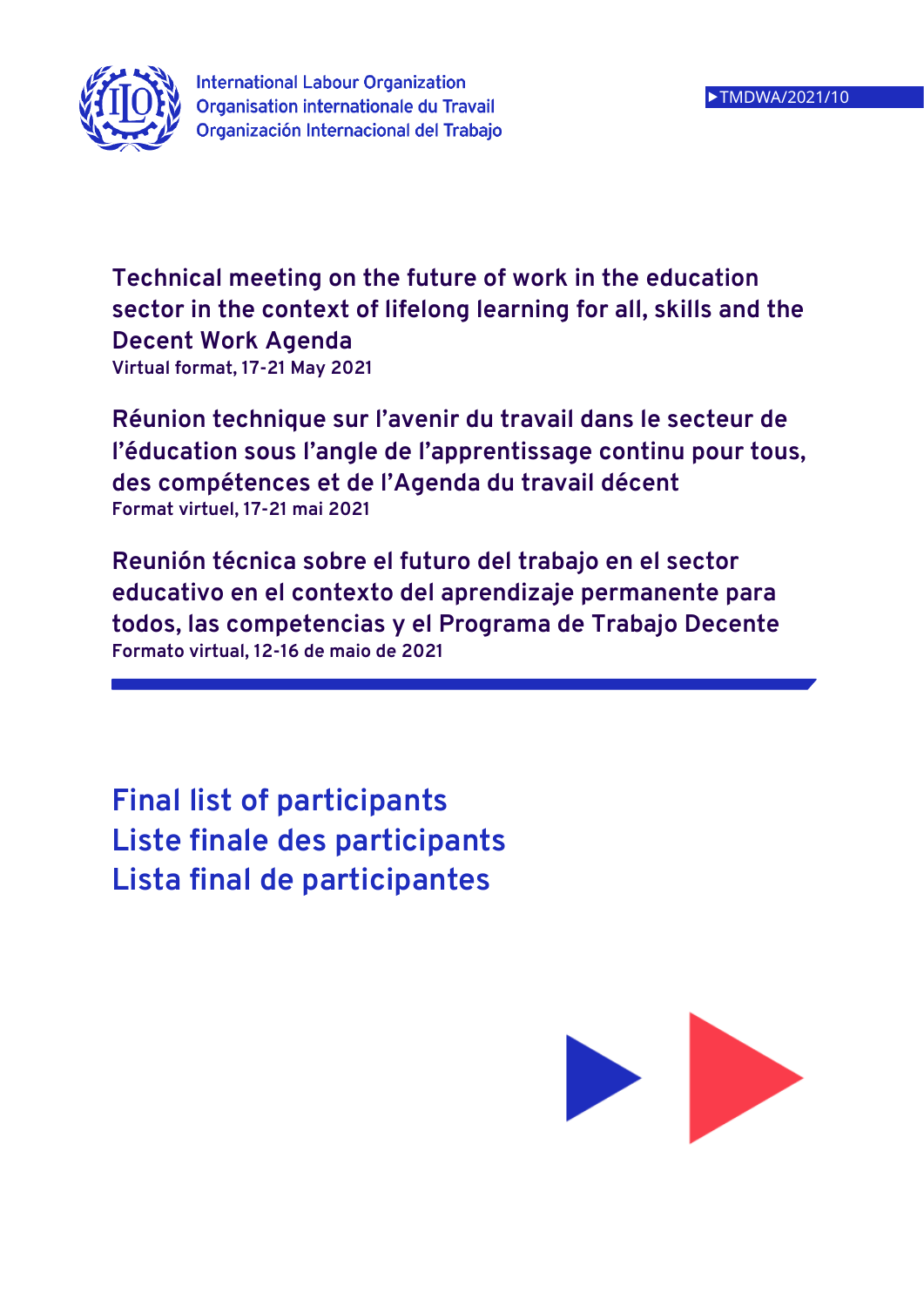International Labour Organization
Organisation internationale du Travail
Organización Internacional del Trabajo

▶TMDWA/2021/10

# Technical meeting on the future of work in the education sector in the context of lifelong learning for all, skills and the Decent Work Agenda

Virtual format, 17-21 May 2021

# Réunion technique sur l'avenir du travail dans le secteur de l'éducation sous l'angle de l'apprentissage continu pour tous, des compétences et de l'Agenda du travail décent

Format virtuel, 17-21 mai 2021

# Reunión técnica sobre el futuro del trabajo en el sector educativo en el contexto del aprendizaje permanente para todos, las competencias y el Programa de Trabajo Decente

Formato virtual, 12-16 de maio de 2021

## Final list of participants
## Liste finale des participants
## Lista final de participantes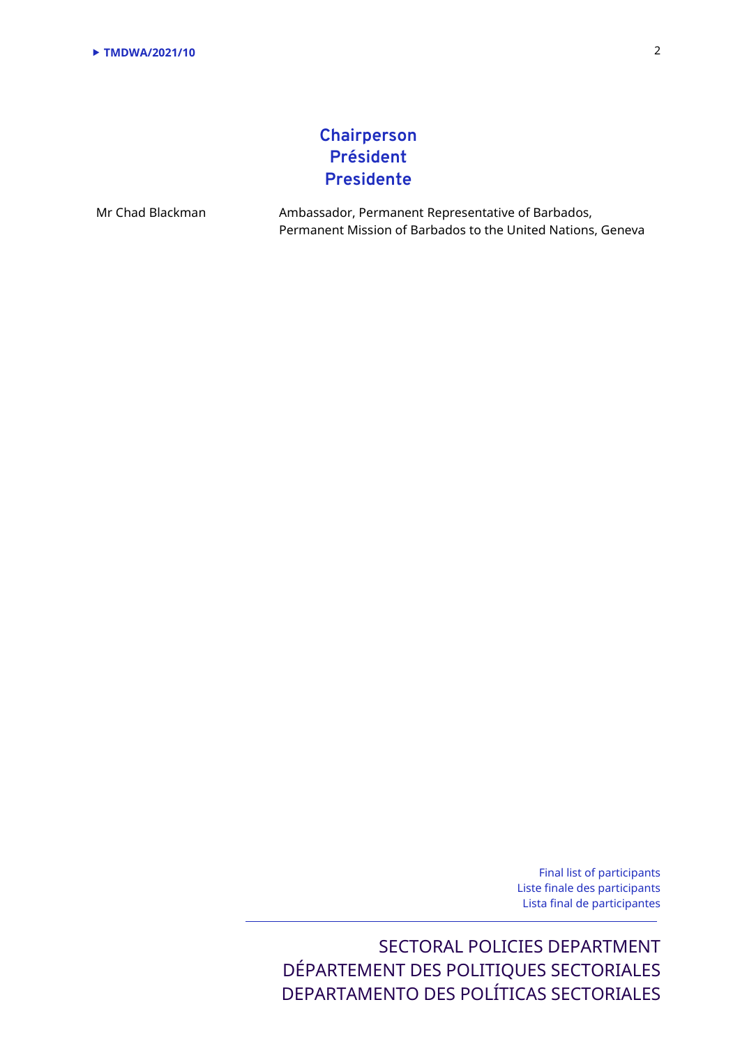## Chairperson
## Président
## Presidente

| | |
|---|---|
| Mr Chad Blackman | Ambassador, Permanent Representative of Barbados, Permanent Mission of Barbados to the United Nations, Geneva |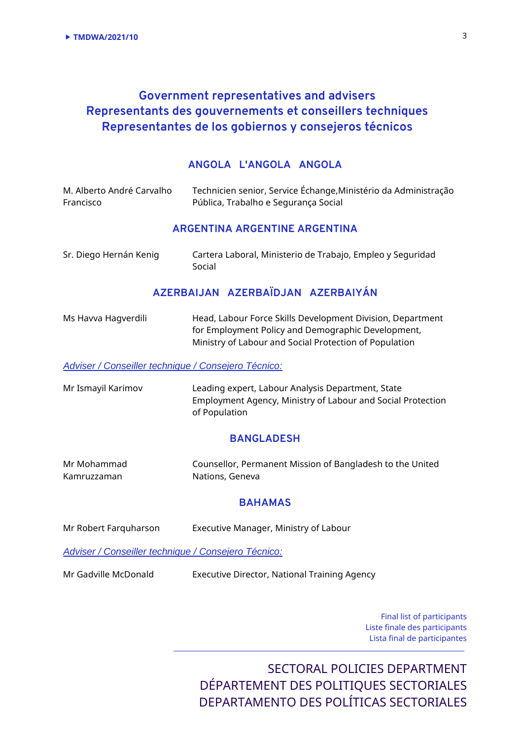## Government representatives and advisers
## Representants des gouvernements et conseillers techniques
## Representantes de los gobiernos y consejeros técnicos

### ANGOLA L'ANGOLA ANGOLA

| | |
|---|---|
| M. Alberto André Carvalho Francisco | Technicien senior, Service Échange,Ministério da Administração Pública, Trabalho e Segurança Social |

### ARGENTINA ARGENTINE ARGENTINA

| | |
|---|---|
| Sr. Diego Hernán Kenig | Cartera Laboral, Ministerio de Trabajo, Empleo y Seguridad Social |

### AZERBAIJAN AZERBAÏDJAN AZERBAIYÁN

| | |
|---|---|
| Ms Havva Hagverdili | Head, Labour Force Skills Development Division, Department for Employment Policy and Demographic Development, Ministry of Labour and Social Protection of Population |

*Adviser / Conseiller technique / Consejero Técnico:*

| | |
|---|---|
| Mr Ismayil Karimov | Leading expert, Labour Analysis Department, State Employment Agency, Ministry of Labour and Social Protection of Population |

### BANGLADESH

| | |
|---|---|
| Mr Mohammad Kamruzzaman | Counsellor, Permanent Mission of Bangladesh to the United Nations, Geneva |

### BAHAMAS

| | |
|---|---|
| Mr Robert Farquharson | Executive Manager, Ministry of Labour |

*Adviser / Conseiller technique / Consejero Técnico:*

| | |
|---|---|
| Mr Gadville McDonald | Executive Director, National Training Agency |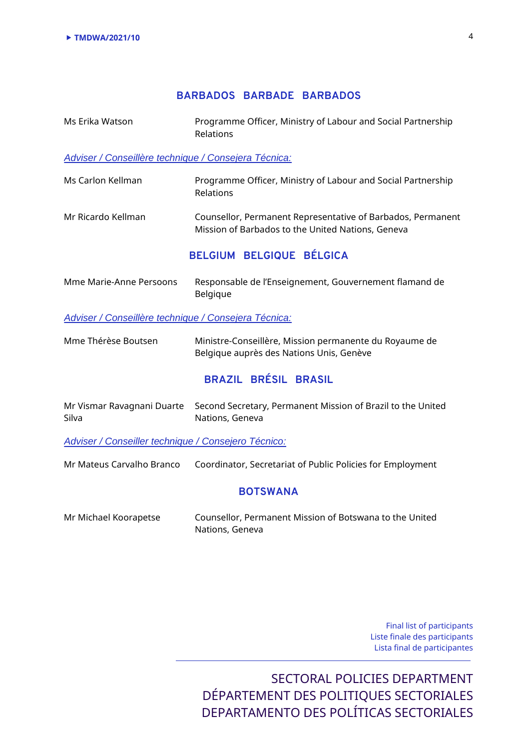## BARBADOS BARBADE BARBADOS

| | |
|---|---|
| Ms Erika Watson | Programme Officer, Ministry of Labour and Social Partnership Relations |

*Adviser / Conseillère technique / Consejera Técnica:*

| | |
|---|---|
| Ms Carlon Kellman | Programme Officer, Ministry of Labour and Social Partnership Relations |
| Mr Ricardo Kellman | Counsellor, Permanent Representative of Barbados, Permanent Mission of Barbados to the United Nations, Geneva |

## BELGIUM BELGIQUE BÉLGICA

| | |
|---|---|
| Mme Marie-Anne Persoons | Responsable de l'Enseignement, Gouvernement flamand de Belgique |

*Adviser / Conseillère technique / Consejera Técnica:*

| | |
|---|---|
| Mme Thérèse Boutsen | Ministre-Conseillère, Mission permanente du Royaume de Belgique auprès des Nations Unis, Genève |

## BRAZIL BRÉSIL BRASIL

| | |
|---|---|
| Mr Vismar Ravagnani Duarte Silva | Second Secretary, Permanent Mission of Brazil to the United Nations, Geneva |

*Adviser / Conseiller technique / Consejero Técnico:*

| | |
|---|---|
| Mr Mateus Carvalho Branco | Coordinator, Secretariat of Public Policies for Employment |

## BOTSWANA

| | |
|---|---|
| Mr Michael Koorapetse | Counsellor, Permanent Mission of Botswana to the United Nations, Geneva |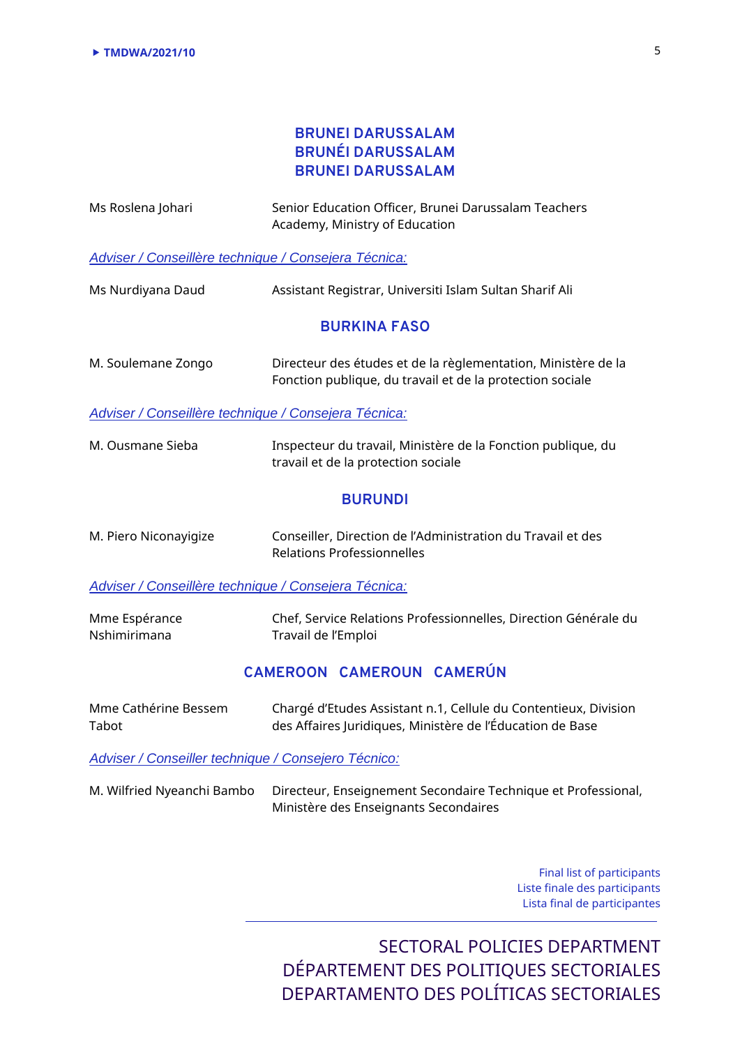## BRUNEI DARUSSALAM
## BRUNÉI DARUSSALAM
## BRUNEI DARUSSALAM

| | |
|---|---|
| Ms Roslena Johari | Senior Education Officer, Brunei Darussalam Teachers Academy, Ministry of Education |

*Adviser / Conseillère technique / Consejera Técnica:*

| | |
|---|---|
| Ms Nurdiyana Daud | Assistant Registrar, Universiti Islam Sultan Sharif Ali |

## BURKINA FASO

| | |
|---|---|
| M. Soulemane Zongo | Directeur des études et de la règlementation, Ministère de la Fonction publique, du travail et de la protection sociale |

*Adviser / Conseillère technique / Consejera Técnica:*

| | |
|---|---|
| M. Ousmane Sieba | Inspecteur du travail, Ministère de la Fonction publique, du travail et de la protection sociale |

## BURUNDI

| | |
|---|---|
| M. Piero Niconayigize | Conseiller, Direction de l'Administration du Travail et des Relations Professionnelles |

*Adviser / Conseillère technique / Consejera Técnica:*

| | |
|---|---|
| Mme Espérance Nshimirimana | Chef, Service Relations Professionnelles, Direction Générale du Travail de l'Emploi |

## CAMEROON CAMEROUN CAMERÚN

| | |
|---|---|
| Mme Cathérine Bessem Tabot | Chargé d'Etudes Assistant n.1, Cellule du Contentieux, Division des Affaires Juridiques, Ministère de l'Éducation de Base |

*Adviser / Conseiller technique / Consejero Técnico:*

| | |
|---|---|
| M. Wilfried Nyeanchi Bambo | Directeur, Enseignement Secondaire Technique et Professional, Ministère des Enseignants Secondaires |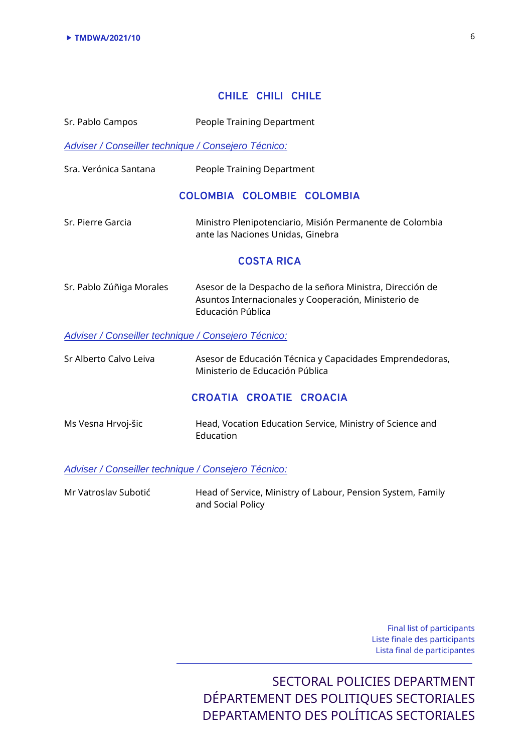## CHILE CHILI CHILE

Sr. Pablo Campos — People Training Department

*Adviser / Conseiller technique / Consejero Técnico:*

Sra. Verónica Santana — People Training Department

## COLOMBIA COLOMBIE COLOMBIA

Sr. Pierre Garcia — Ministro Plenipotenciario, Misión Permanente de Colombia ante las Naciones Unidas, Ginebra

## COSTA RICA

Sr. Pablo Zúñiga Morales — Asesor de la Despacho de la señora Ministra, Dirección de Asuntos Internacionales y Cooperación, Ministerio de Educación Pública

*Adviser / Conseiller technique / Consejero Técnico:*

Sr Alberto Calvo Leiva — Asesor de Educación Técnica y Capacidades Emprendedoras, Ministerio de Educación Pública

## CROATIA CROATIE CROACIA

Ms Vesna Hrvoj-šic — Head, Vocation Education Service, Ministry of Science and Education

*Adviser / Conseiller technique / Consejero Técnico:*

Mr Vatroslav Subotić — Head of Service, Ministry of Labour, Pension System, Family and Social Policy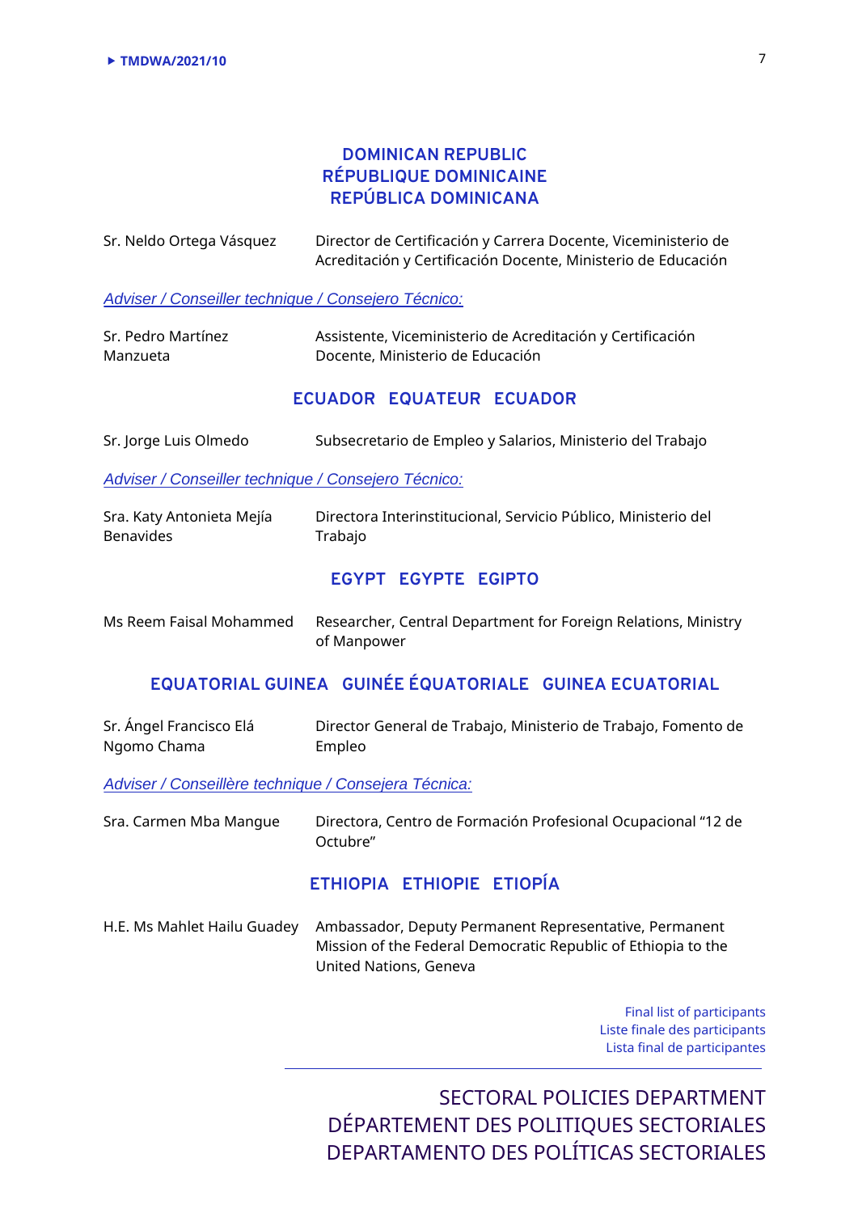## DOMINICAN REPUBLIC
## RÉPUBLIQUE DOMINICAINE
## REPÚBLICA DOMINICANA

| | |
|---|---|
| Sr. Neldo Ortega Vásquez | Director de Certificación y Carrera Docente, Viceministerio de Acreditación y Certificación Docente, Ministerio de Educación |

*Adviser / Conseiller technique / Consejero Técnico:*

| | |
|---|---|
| Sr. Pedro Martínez Manzueta | Assistente, Viceministerio de Acreditación y Certificación Docente, Ministerio de Educación |

## ECUADOR EQUATEUR ECUADOR

| | |
|---|---|
| Sr. Jorge Luis Olmedo | Subsecretario de Empleo y Salarios, Ministerio del Trabajo |

*Adviser / Conseiller technique / Consejero Técnico:*

| | |
|---|---|
| Sra. Katy Antonieta Mejía Benavides | Directora Interinstitucional, Servicio Público, Ministerio del Trabajo |

## EGYPT EGYPTE EGIPTO

| | |
|---|---|
| Ms Reem Faisal Mohammed | Researcher, Central Department for Foreign Relations, Ministry of Manpower |

## EQUATORIAL GUINEA GUINÉE ÉQUATORIALE GUINEA ECUATORIAL

| | |
|---|---|
| Sr. Ángel Francisco Elá Ngomo Chama | Director General de Trabajo, Ministerio de Trabajo, Fomento de Empleo |

*Adviser / Conseillère technique / Consejera Técnica:*

| | |
|---|---|
| Sra. Carmen Mba Mangue | Directora, Centro de Formación Profesional Ocupacional "12 de Octubre" |

## ETHIOPIA ETHIOPIE ETIOPÍA

| | |
|---|---|
| H.E. Ms Mahlet Hailu Guadey | Ambassador, Deputy Permanent Representative, Permanent Mission of the Federal Democratic Republic of Ethiopia to the United Nations, Geneva |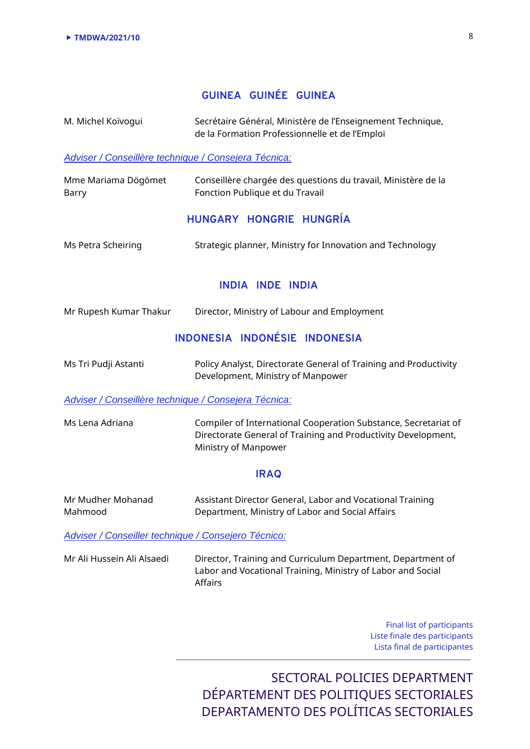## GUINEA GUINÉE GUINEA

| | |
|---|---|
| M. Michel Koïvogui | Secrétaire Général, Ministère de l'Enseignement Technique, de la Formation Professionnelle et de l'Emploi |

*Adviser / Conseillère technique / Consejera Técnica:*

| | |
|---|---|
| Mme Mariama Dögömet Barry | Conseillère chargée des questions du travail, Ministère de la Fonction Publique et du Travail |

## HUNGARY HONGRIE HUNGRÍA

| | |
|---|---|
| Ms Petra Scheiring | Strategic planner, Ministry for Innovation and Technology |

## INDIA INDE INDIA

| | |
|---|---|
| Mr Rupesh Kumar Thakur | Director, Ministry of Labour and Employment |

## INDONESIA INDONÉSIE INDONESIA

| | |
|---|---|
| Ms Tri Pudji Astanti | Policy Analyst, Directorate General of Training and Productivity Development, Ministry of Manpower |

*Adviser / Conseillère technique / Consejera Técnica:*

| | |
|---|---|
| Ms Lena Adriana | Compiler of International Cooperation Substance, Secretariat of Directorate General of Training and Productivity Development, Ministry of Manpower |

## IRAQ

| | |
|---|---|
| Mr Mudher Mohanad Mahmood | Assistant Director General, Labor and Vocational Training Department, Ministry of Labor and Social Affairs |

*Adviser / Conseiller technique / Consejero Técnico:*

| | |
|---|---|
| Mr Ali Hussein Ali Alsaedi | Director, Training and Curriculum Department, Department of Labor and Vocational Training, Ministry of Labor and Social Affairs |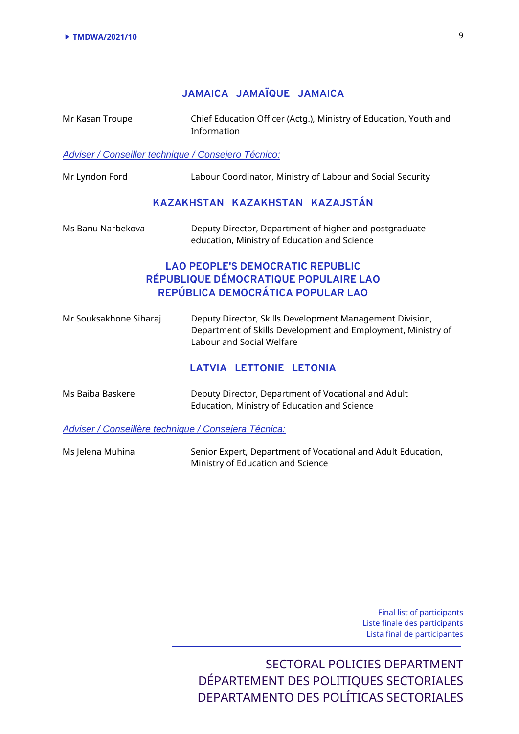## JAMAICA JAMAÏQUE JAMAICA

| | |
|---|---|
| Mr Kasan Troupe | Chief Education Officer (Actg.), Ministry of Education, Youth and Information |

*Adviser / Conseiller technique / Consejero Técnico:*

| | |
|---|---|
| Mr Lyndon Ford | Labour Coordinator, Ministry of Labour and Social Security |

## KAZAKHSTAN KAZAKHSTAN KAZAJSTÁN

| | |
|---|---|
| Ms Banu Narbekova | Deputy Director, Department of higher and postgraduate education, Ministry of Education and Science |

## LAO PEOPLE'S DEMOCRATIC REPUBLIC RÉPUBLIQUE DÉMOCRATIQUE POPULAIRE LAO REPÚBLICA DEMOCRÁTICA POPULAR LAO

| | |
|---|---|
| Mr Souksakhone Siharaj | Deputy Director, Skills Development Management Division, Department of Skills Development and Employment, Ministry of Labour and Social Welfare |

## LATVIA LETTONIE LETONIA

| | |
|---|---|
| Ms Baiba Baskere | Deputy Director, Department of Vocational and Adult Education, Ministry of Education and Science |

*Adviser / Conseillère technique / Consejera Técnica:*

| | |
|---|---|
| Ms Jelena Muhina | Senior Expert, Department of Vocational and Adult Education, Ministry of Education and Science |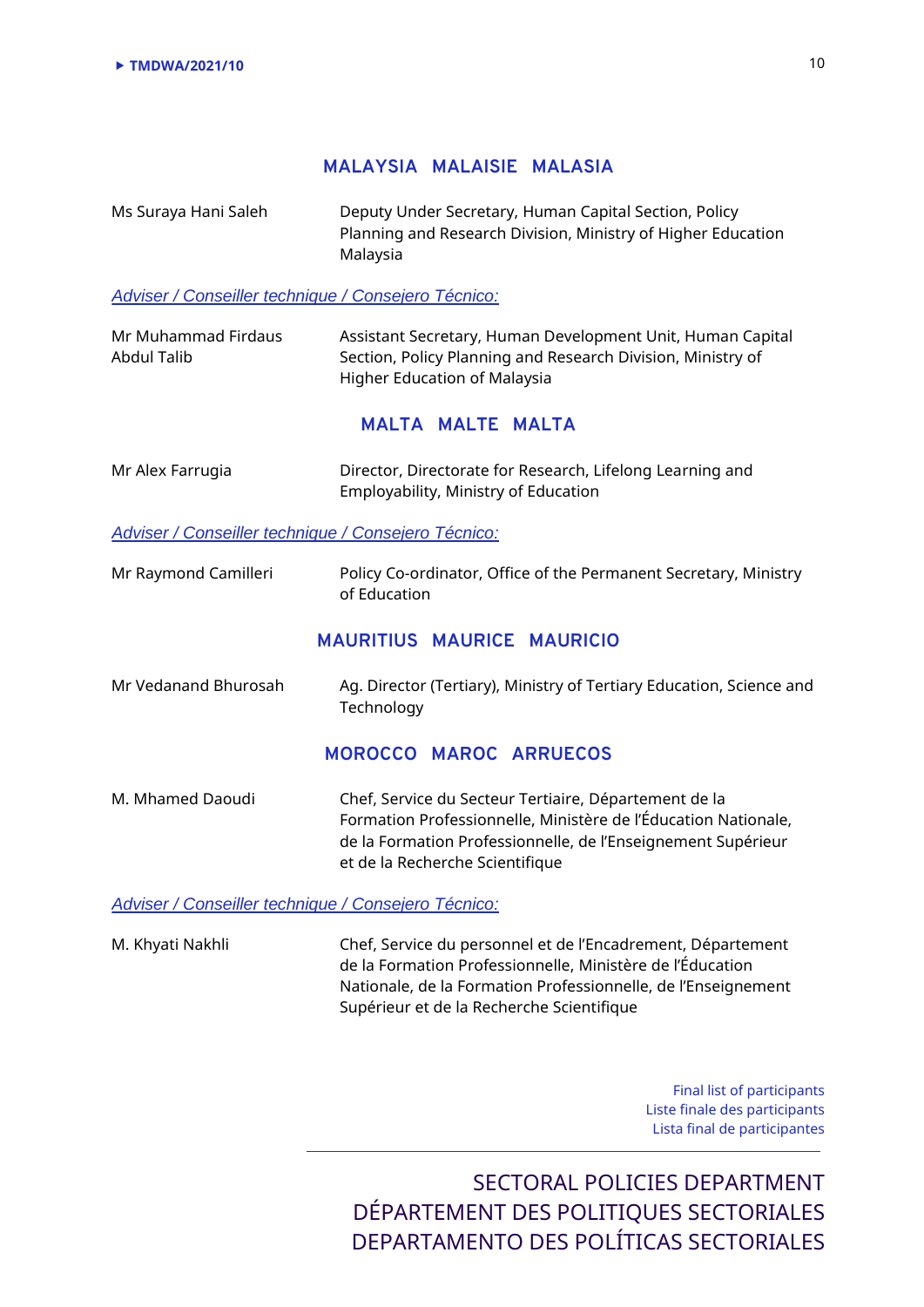## MALAYSIA MALAISIE MALASIA

| | |
|---|---|
| Ms Suraya Hani Saleh | Deputy Under Secretary, Human Capital Section, Policy Planning and Research Division, Ministry of Higher Education Malaysia |

*Adviser / Conseiller technique / Consejero Técnico:*

| | |
|---|---|
| Mr Muhammad Firdaus Abdul Talib | Assistant Secretary, Human Development Unit, Human Capital Section, Policy Planning and Research Division, Ministry of Higher Education of Malaysia |

## MALTA MALTE MALTA

| | |
|---|---|
| Mr Alex Farrugia | Director, Directorate for Research, Lifelong Learning and Employability, Ministry of Education |

*Adviser / Conseiller technique / Consejero Técnico:*

| | |
|---|---|
| Mr Raymond Camilleri | Policy Co-ordinator, Office of the Permanent Secretary, Ministry of Education |

## MAURITIUS MAURICE MAURICIO

| | |
|---|---|
| Mr Vedanand Bhurosah | Ag. Director (Tertiary), Ministry of Tertiary Education, Science and Technology |

## MOROCCO MAROC ARRUECOS

| | |
|---|---|
| M. Mhamed Daoudi | Chef, Service du Secteur Tertiaire, Département de la Formation Professionnelle, Ministère de l'Éducation Nationale, de la Formation Professionnelle, de l'Enseignement Supérieur et de la Recherche Scientifique |

*Adviser / Conseiller technique / Consejero Técnico:*

| | |
|---|---|
| M. Khyati Nakhli | Chef, Service du personnel et de l'Encadrement, Département de la Formation Professionnelle, Ministère de l'Éducation Nationale, de la Formation Professionnelle, de l'Enseignement Supérieur et de la Recherche Scientifique |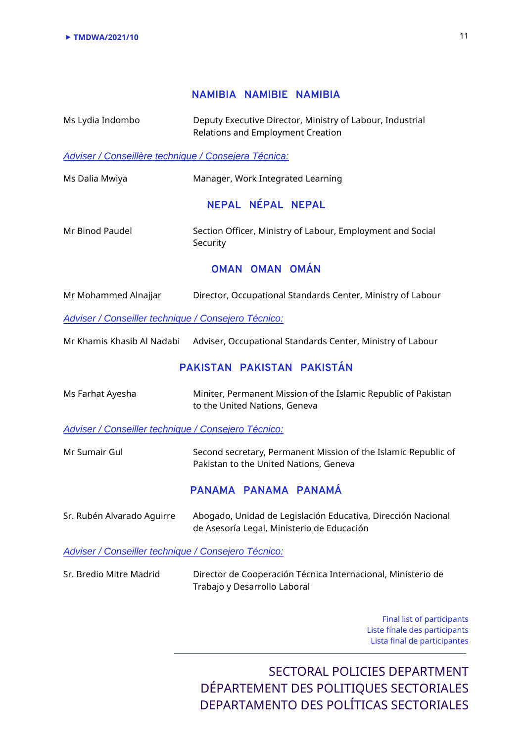## NAMIBIA NAMIBIE NAMIBIA

| | |
|---|---|
| Ms Lydia Indombo | Deputy Executive Director, Ministry of Labour, Industrial Relations and Employment Creation |

*Adviser / Conseillère technique / Consejera Técnica:*

| | |
|---|---|
| Ms Dalia Mwiya | Manager, Work Integrated Learning |

## NEPAL NÉPAL NEPAL

| | |
|---|---|
| Mr Binod Paudel | Section Officer, Ministry of Labour, Employment and Social Security |

## OMAN OMAN OMÁN

| | |
|---|---|
| Mr Mohammed Alnajjar | Director, Occupational Standards Center, Ministry of Labour |

*Adviser / Conseiller technique / Consejero Técnico:*

| | |
|---|---|
| Mr Khamis Khasib Al Nadabi | Adviser, Occupational Standards Center, Ministry of Labour |

## PAKISTAN PAKISTAN PAKISTÁN

| | |
|---|---|
| Ms Farhat Ayesha | Miniter, Permanent Mission of the Islamic Republic of Pakistan to the United Nations, Geneva |

*Adviser / Conseiller technique / Consejero Técnico:*

| | |
|---|---|
| Mr Sumair Gul | Second secretary, Permanent Mission of the Islamic Republic of Pakistan to the United Nations, Geneva |

## PANAMA PANAMA PANAMÁ

| | |
|---|---|
| Sr. Rubén Alvarado Aguirre | Abogado, Unidad de Legislación Educativa, Dirección Nacional de Asesoría Legal, Ministerio de Educación |

*Adviser / Conseiller technique / Consejero Técnico:*

| | |
|---|---|
| Sr. Bredio Mitre Madrid | Director de Cooperación Técnica Internacional, Ministerio de Trabajo y Desarrollo Laboral |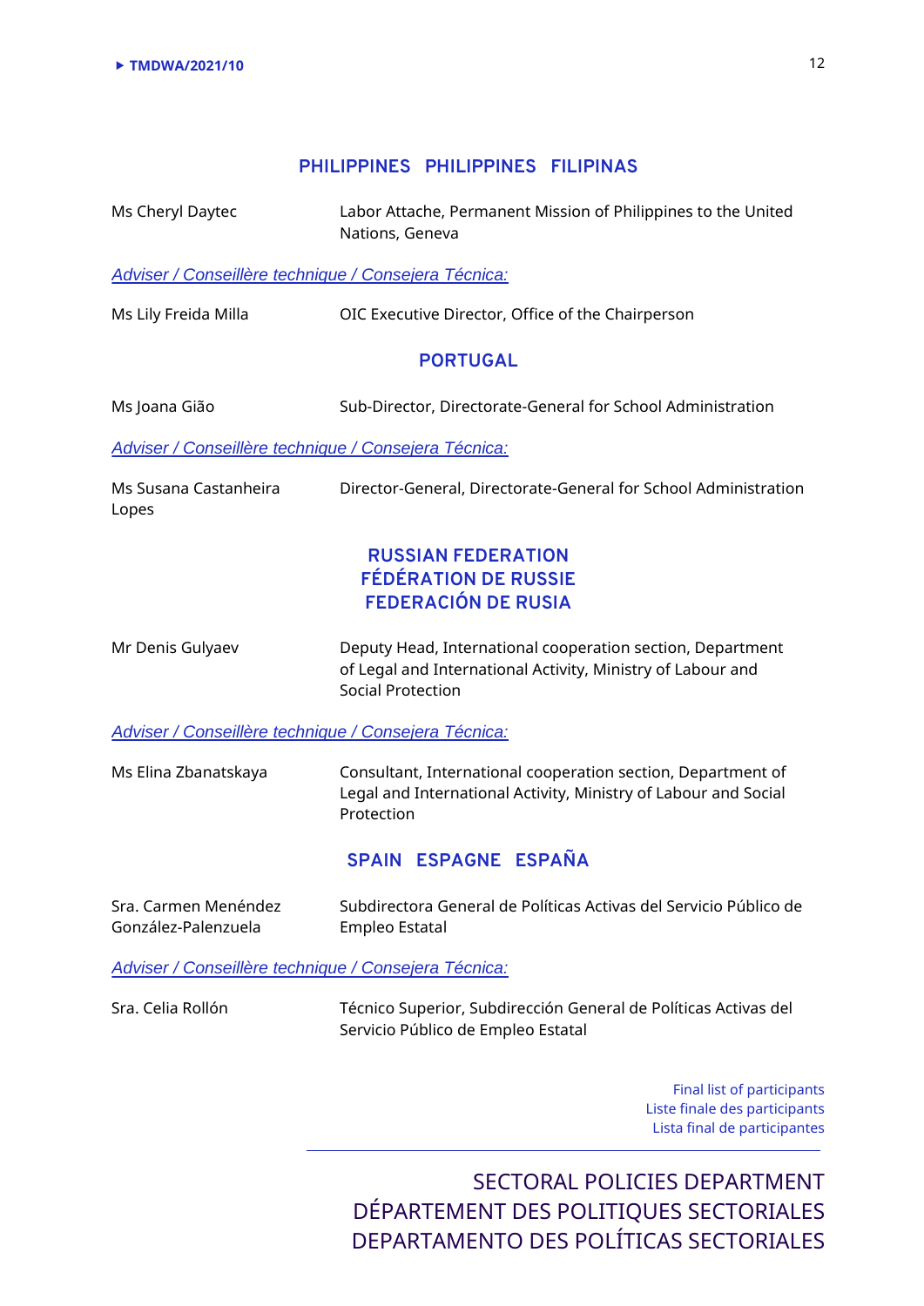## PHILIPPINES PHILIPPINES FILIPINAS

| | |
|---|---|
| Ms Cheryl Daytec | Labor Attache, Permanent Mission of Philippines to the United Nations, Geneva |

*Adviser / Conseillère technique / Consejera Técnica:*

| | |
|---|---|
| Ms Lily Freida Milla | OIC Executive Director, Office of the Chairperson |

## PORTUGAL

| | |
|---|---|
| Ms Joana Gião | Sub-Director, Directorate-General for School Administration |

*Adviser / Conseillère technique / Consejera Técnica:*

| | |
|---|---|
| Ms Susana Castanheira Lopes | Director-General, Directorate-General for School Administration |

## RUSSIAN FEDERATION
## FÉDÉRATION DE RUSSIE
## FEDERACIÓN DE RUSIA

| | |
|---|---|
| Mr Denis Gulyaev | Deputy Head, International cooperation section, Department of Legal and International Activity, Ministry of Labour and Social Protection |

*Adviser / Conseillère technique / Consejera Técnica:*

| | |
|---|---|
| Ms Elina Zbanatskaya | Consultant, International cooperation section, Department of Legal and International Activity, Ministry of Labour and Social Protection |

## SPAIN ESPAGNE ESPAÑA

| | |
|---|---|
| Sra. Carmen Menéndez González-Palenzuela | Subdirectora General de Políticas Activas del Servicio Público de Empleo Estatal |

*Adviser / Conseillère technique / Consejera Técnica:*

| | |
|---|---|
| Sra. Celia Rollón | Técnico Superior, Subdirección General de Políticas Activas del Servicio Público de Empleo Estatal |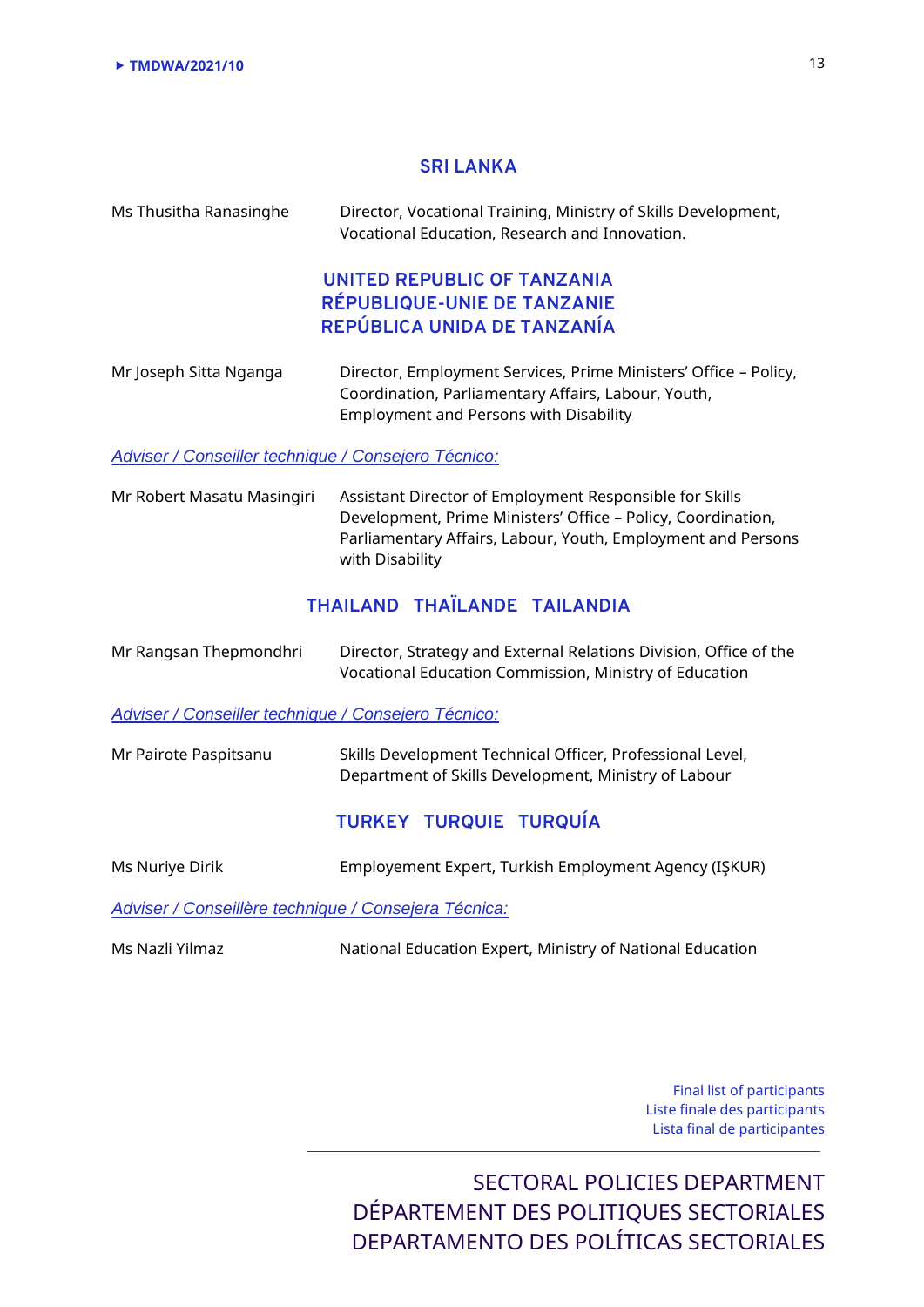## SRI LANKA

| | |
|---|---|
| Ms Thusitha Ranasinghe | Director, Vocational Training, Ministry of Skills Development, Vocational Education, Research and Innovation. |

## UNITED REPUBLIC OF TANZANIA RÉPUBLIQUE-UNIE DE TANZANIE REPÚBLICA UNIDA DE TANZANÍA

| | |
|---|---|
| Mr Joseph Sitta Nganga | Director, Employment Services, Prime Ministers' Office – Policy, Coordination, Parliamentary Affairs, Labour, Youth, Employment and Persons with Disability |

*Adviser / Conseiller technique / Consejero Técnico:*

| | |
|---|---|
| Mr Robert Masatu Masingiri | Assistant Director of Employment Responsible for Skills Development, Prime Ministers' Office – Policy, Coordination, Parliamentary Affairs, Labour, Youth, Employment and Persons with Disability |

## THAILAND THAÏLANDE TAILANDIA

| | |
|---|---|
| Mr Rangsan Thepmondhri | Director, Strategy and External Relations Division, Office of the Vocational Education Commission, Ministry of Education |

*Adviser / Conseiller technique / Consejero Técnico:*

| | |
|---|---|
| Mr Pairote Paspitsanu | Skills Development Technical Officer, Professional Level, Department of Skills Development, Ministry of Labour |

## TURKEY TURQUIE TURQUÍA

| | |
|---|---|
| Ms Nuriye Dirik | Employement Expert, Turkish Employment Agency (IŞKUR) |

*Adviser / Conseillère technique / Consejera Técnica:*

| | |
|---|---|
| Ms Nazli Yilmaz | National Education Expert, Ministry of National Education |

Final list of participants
Liste finale des participants
Lista final de participantes

SECTORAL POLICIES DEPARTMENT
DÉPARTEMENT DES POLITIQUES SECTORIALES
DEPARTAMENTO DES POLÍTICAS SECTORIALES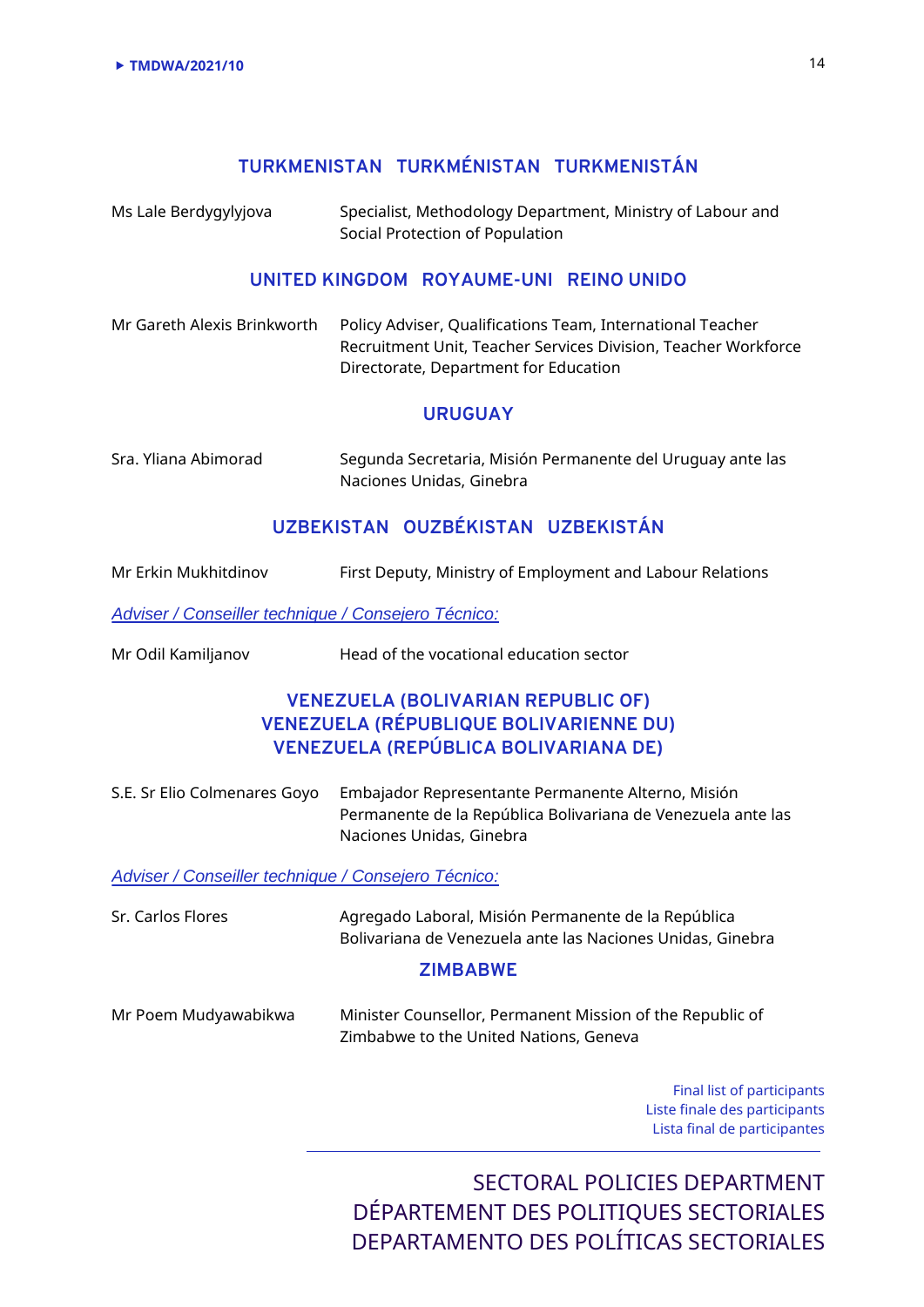## TURKMENISTAN TURKMÉNISTAN TURKMENISTÁN

| | |
|---|---|
| Ms Lale Berdygylyjova | Specialist, Methodology Department, Ministry of Labour and Social Protection of Population |

## UNITED KINGDOM ROYAUME-UNI REINO UNIDO

| | |
|---|---|
| Mr Gareth Alexis Brinkworth | Policy Adviser, Qualifications Team, International Teacher Recruitment Unit, Teacher Services Division, Teacher Workforce Directorate, Department for Education |

## URUGUAY

| | |
|---|---|
| Sra. Yliana Abimorad | Segunda Secretaria, Misión Permanente del Uruguay ante las Naciones Unidas, Ginebra |

## UZBEKISTAN OUZBÉKISTAN UZBEKISTÁN

| | |
|---|---|
| Mr Erkin Mukhitdinov | First Deputy, Ministry of Employment and Labour Relations |

*Adviser / Conseiller technique / Consejero Técnico:*

| | |
|---|---|
| Mr Odil Kamiljanov | Head of the vocational education sector |

## VENEZUELA (BOLIVARIAN REPUBLIC OF) VENEZUELA (RÉPUBLIQUE BOLIVARIENNE DU) VENEZUELA (REPÚBLICA BOLIVARIANA DE)

| | |
|---|---|
| S.E. Sr Elio Colmenares Goyo | Embajador Representante Permanente Alterno, Misión Permanente de la República Bolivariana de Venezuela ante las Naciones Unidas, Ginebra |

*Adviser / Conseiller technique / Consejero Técnico:*

| | |
|---|---|
| Sr. Carlos Flores | Agregado Laboral, Misión Permanente de la República Bolivariana de Venezuela ante las Naciones Unidas, Ginebra |

## ZIMBABWE

| | |
|---|---|
| Mr Poem Mudyawabikwa | Minister Counsellor, Permanent Mission of the Republic of Zimbabwe to the United Nations, Geneva |

Final list of participants
Liste finale des participants
Lista final de participantes

SECTORAL POLICIES DEPARTMENT
DÉPARTEMENT DES POLITIQUES SECTORIALES
DEPARTAMENTO DES POLÍTICAS SECTORIALES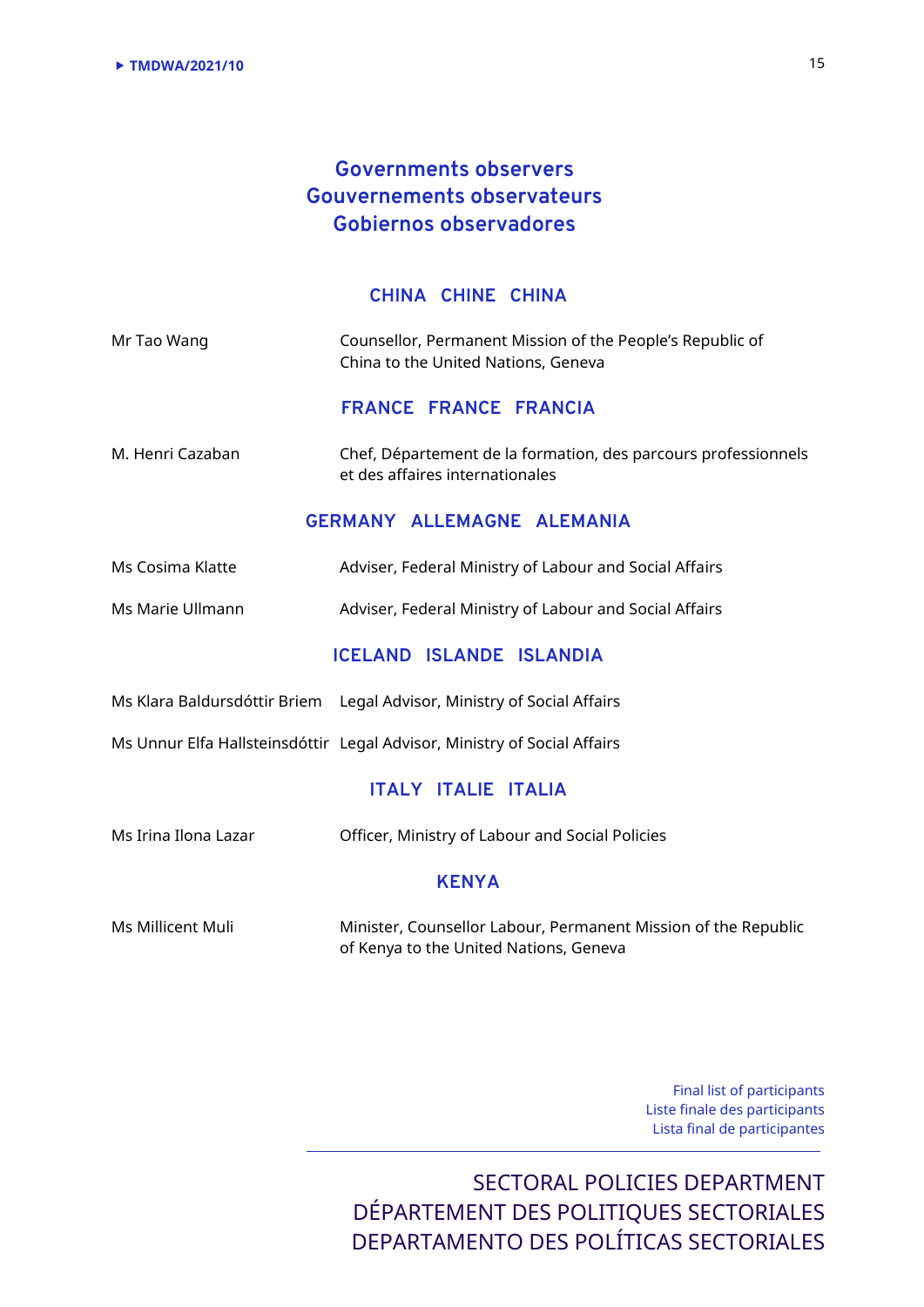## Governments observers
## Gouvernements observateurs
## Gobiernos observadores

### CHINA CHINE CHINA

Mr Tao Wang — Counsellor, Permanent Mission of the People's Republic of China to the United Nations, Geneva

### FRANCE FRANCE FRANCIA

M. Henri Cazaban — Chef, Département de la formation, des parcours professionnels et des affaires internationales

### GERMANY ALLEMAGNE ALEMANIA

Ms Cosima Klatte — Adviser, Federal Ministry of Labour and Social Affairs

Ms Marie Ullmann — Adviser, Federal Ministry of Labour and Social Affairs

### ICELAND ISLANDE ISLANDIA

Ms Klara Baldursdóttir Briem — Legal Advisor, Ministry of Social Affairs

Ms Unnur Elfa Hallsteinsdóttir — Legal Advisor, Ministry of Social Affairs

### ITALY ITALIE ITALIA

Ms Irina Ilona Lazar — Officer, Ministry of Labour and Social Policies

### KENYA

Ms Millicent Muli — Minister, Counsellor Labour, Permanent Mission of the Republic of Kenya to the United Nations, Geneva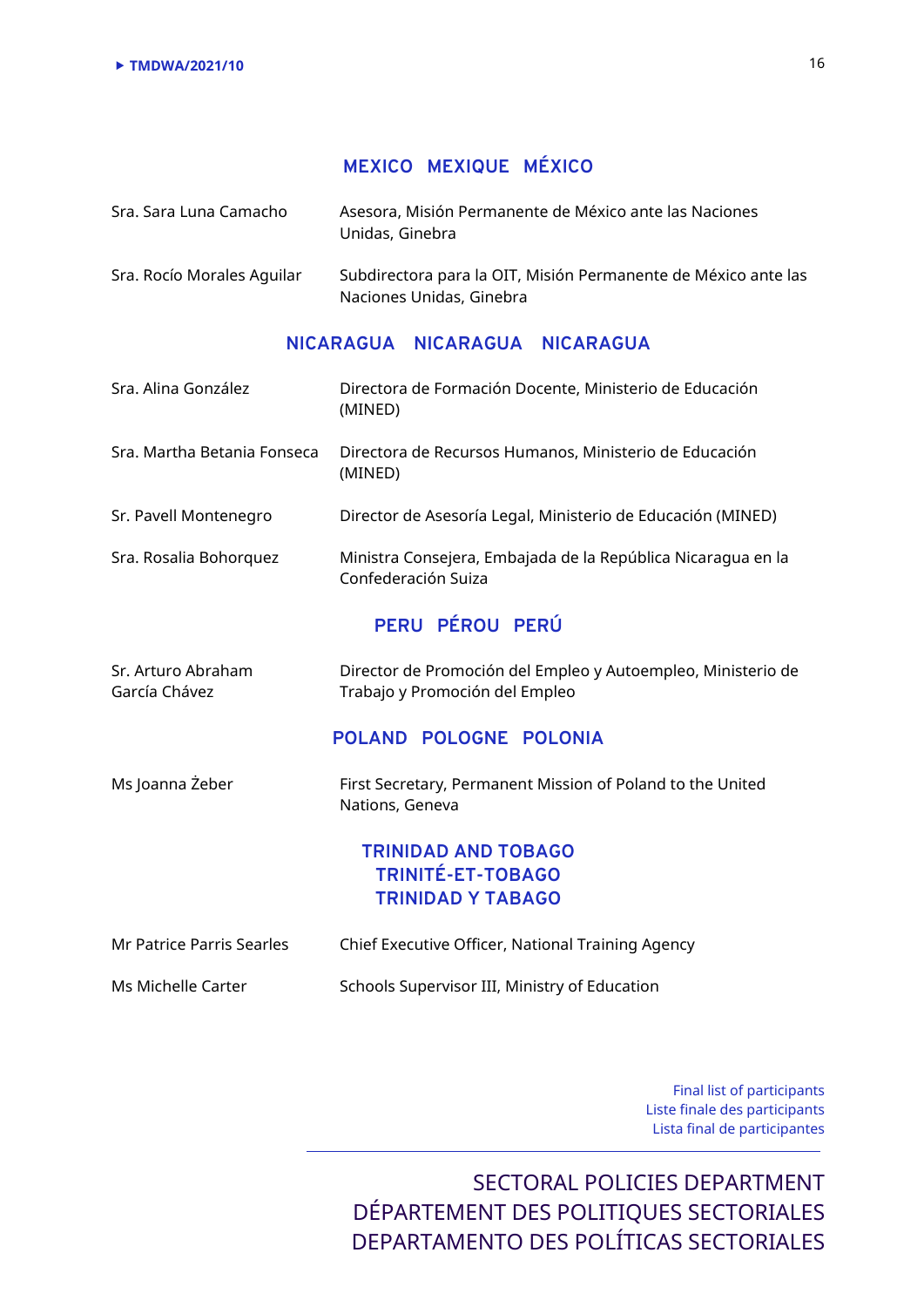## MEXICO MEXIQUE MÉXICO

| | |
|---|---|
| Sra. Sara Luna Camacho | Asesora, Misión Permanente de México ante las Naciones Unidas, Ginebra |
| Sra. Rocío Morales Aguilar | Subdirectora para la OIT, Misión Permanente de México ante las Naciones Unidas, Ginebra |

## NICARAGUA NICARAGUA NICARAGUA

| | |
|---|---|
| Sra. Alina González | Directora de Formación Docente, Ministerio de Educación (MINED) |
| Sra. Martha Betania Fonseca | Directora de Recursos Humanos, Ministerio de Educación (MINED) |
| Sr. Pavell Montenegro | Director de Asesoría Legal, Ministerio de Educación (MINED) |
| Sra. Rosalia Bohorquez | Ministra Consejera, Embajada de la República Nicaragua en la Confederación Suiza |

## PERU PÉROU PERÚ

| | |
|---|---|
| Sr. Arturo Abraham García Chávez | Director de Promoción del Empleo y Autoempleo, Ministerio de Trabajo y Promoción del Empleo |

## POLAND POLOGNE POLONIA

| | |
|---|---|
| Ms Joanna Żeber | First Secretary, Permanent Mission of Poland to the United Nations, Geneva |

## TRINIDAD AND TOBAGO TRINITÉ-ET-TOBAGO TRINIDAD Y TABAGO

| | |
|---|---|
| Mr Patrice Parris Searles | Chief Executive Officer, National Training Agency |
| Ms Michelle Carter | Schools Supervisor III, Ministry of Education |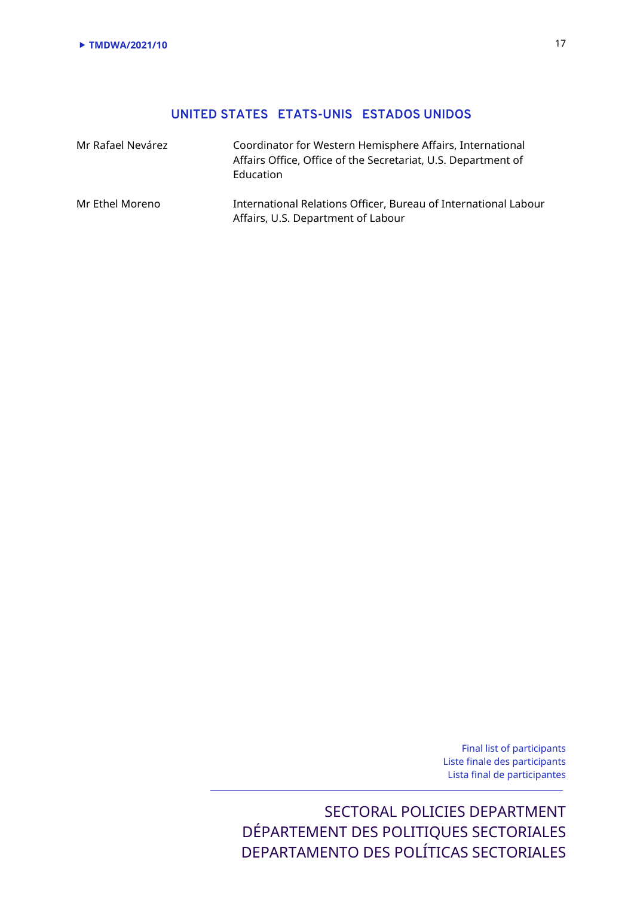## UNITED STATES ETATS-UNIS ESTADOS UNIDOS

| | |
|---|---|
| Mr Rafael Nevárez | Coordinator for Western Hemisphere Affairs, International Affairs Office, Office of the Secretariat, U.S. Department of Education |
| Mr Ethel Moreno | International Relations Officer, Bureau of International Labour Affairs, U.S. Department of Labour |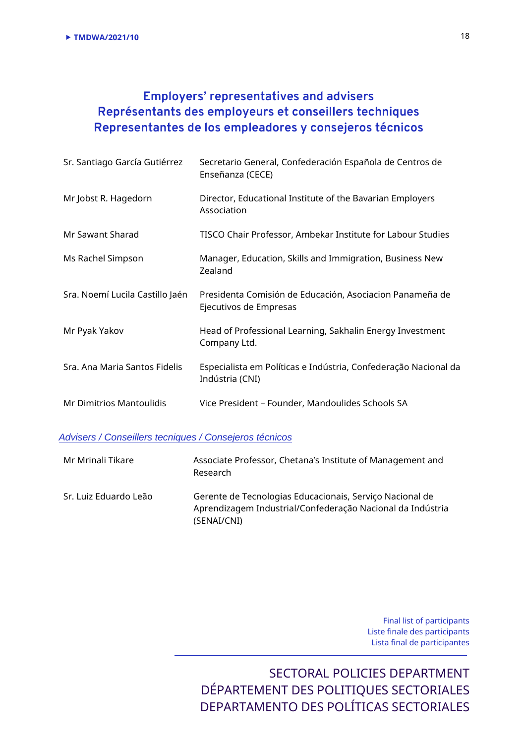## Employers' representatives and advisers
## Représentants des employeurs et conseillers techniques
## Representantes de los empleadores y consejeros técnicos

| | |
|---|---|
| Sr. Santiago García Gutiérrez | Secretario General, Confederación Española de Centros de Enseñanza (CECE) |
| Mr Jobst R. Hagedorn | Director, Educational Institute of the Bavarian Employers Association |
| Mr Sawant Sharad | TISCO Chair Professor, Ambekar Institute for Labour Studies |
| Ms Rachel Simpson | Manager, Education, Skills and Immigration, Business New Zealand |
| Sra. Noemí Lucila Castillo Jaén | Presidenta Comisión de Educación, Asociacion Panameña de Ejecutivos de Empresas |
| Mr Pyak Yakov | Head of Professional Learning, Sakhalin Energy Investment Company Ltd. |
| Sra. Ana Maria Santos Fidelis | Especialista em Políticas e Indústria, Confederação Nacional da Indústria (CNI) |
| Mr Dimitrios Mantoulidis | Vice President – Founder, Mandoulides Schools SA |

*Advisers / Conseillers tecniques / Consejeros técnicos*

| | |
|---|---|
| Mr Mrinali Tikare | Associate Professor, Chetana's Institute of Management and Research |
| Sr. Luiz Eduardo Leão | Gerente de Tecnologias Educacionais, Serviço Nacional de Aprendizagem Industrial/Confederação Nacional da Indústria (SENAI/CNI) |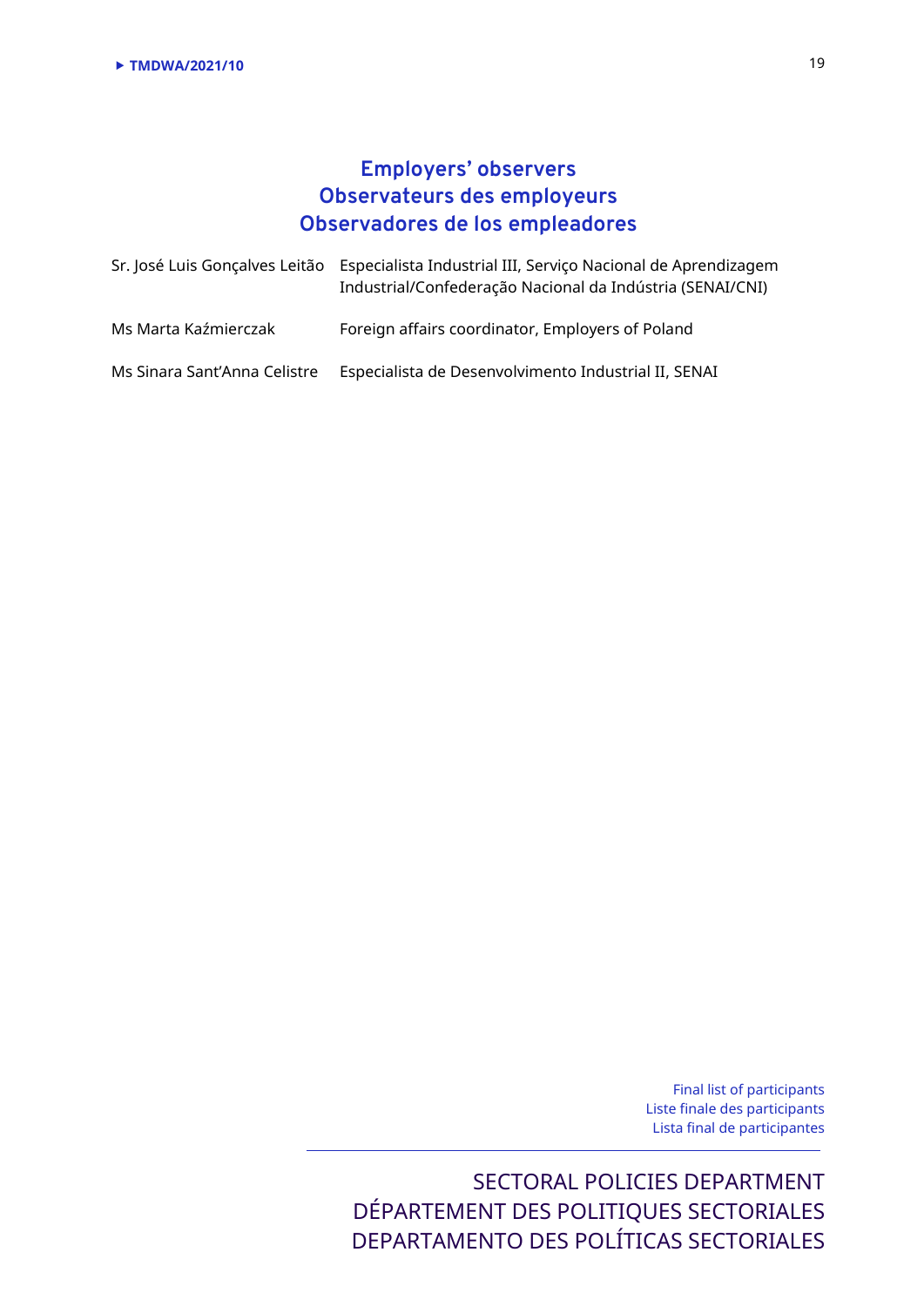## Employers' observers
## Observateurs des employeurs
## Observadores de los empleadores

| | |
|---|---|
| Sr. José Luis Gonçalves Leitão | Especialista Industrial III, Serviço Nacional de Aprendizagem Industrial/Confederação Nacional da Indústria (SENAI/CNI) |
| Ms Marta Kaźmierczak | Foreign affairs coordinator, Employers of Poland |
| Ms Sinara Sant'Anna Celistre | Especialista de Desenvolvimento Industrial II, SENAI |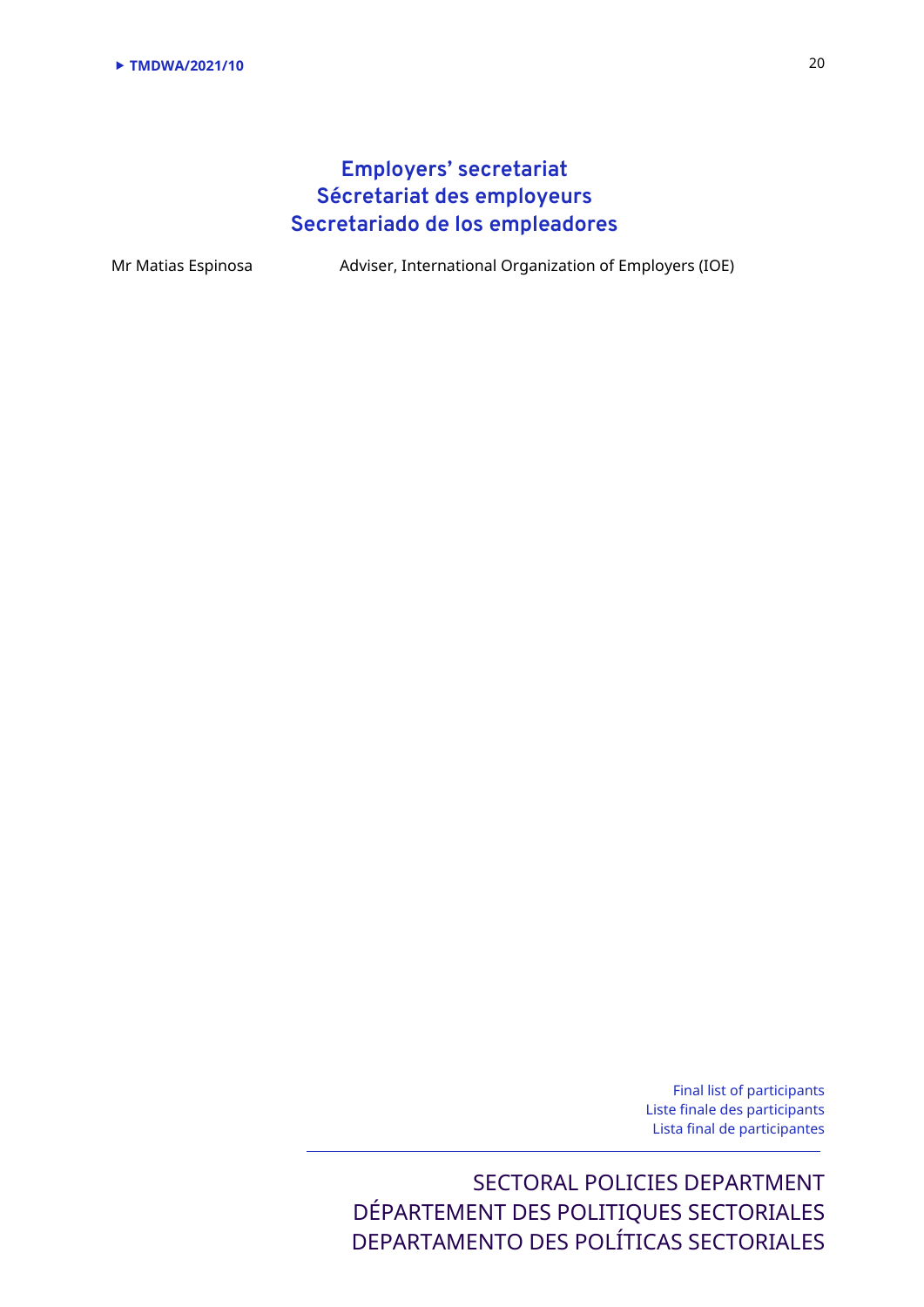## Employers' secretariat
## Sécretariat des employeurs
## Secretariado de los empleadores

| | |
|---|---|
| Mr Matias Espinosa | Adviser, International Organization of Employers (IOE) |

Final list of participants
Liste finale des participants
Lista final de participantes

SECTORAL POLICIES DEPARTMENT
DÉPARTEMENT DES POLITIQUES SECTORIALES
DEPARTAMENTO DES POLÍTICAS SECTORIALES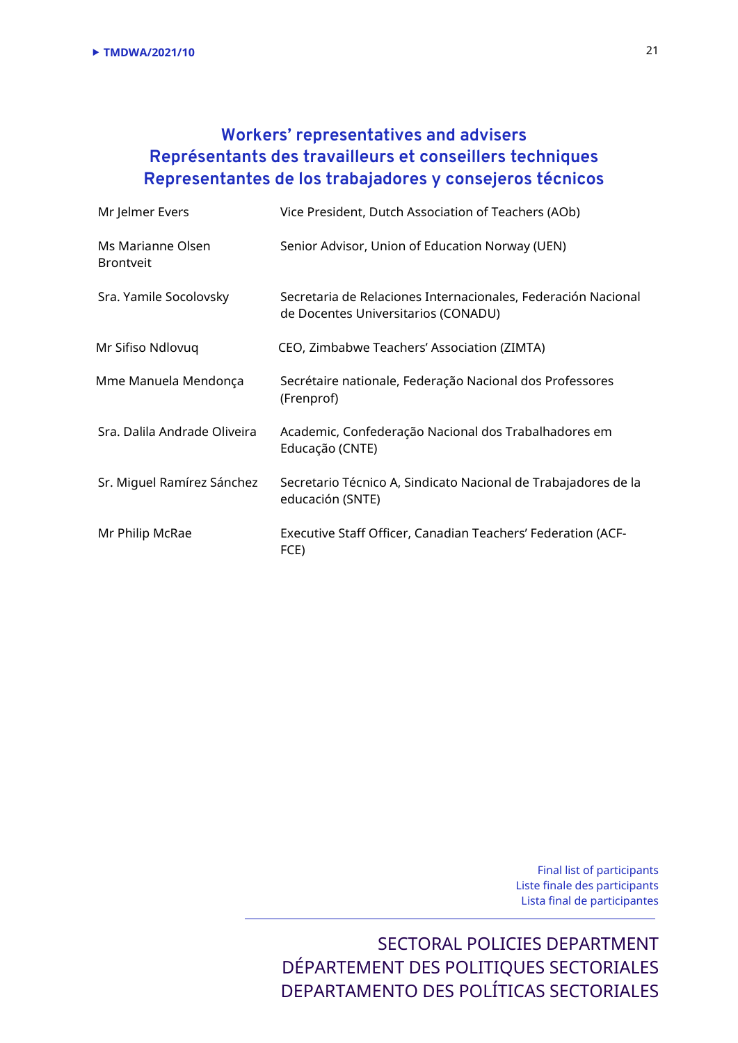## Workers' representatives and advisers
## Représentants des travailleurs et conseillers techniques
## Representantes de los trabajadores y consejeros técnicos

| | |
|---|---|
| Mr Jelmer Evers | Vice President, Dutch Association of Teachers (AOb) |
| Ms Marianne Olsen Brontveit | Senior Advisor, Union of Education Norway (UEN) |
| Sra. Yamile Socolovsky | Secretaria de Relaciones Internacionales, Federación Nacional de Docentes Universitarios (CONADU) |
| Mr Sifiso Ndlovuq | CEO, Zimbabwe Teachers' Association (ZIMTA) |
| Mme Manuela Mendonça | Secrétaire nationale, Federação Nacional dos Professores (Frenprof) |
| Sra. Dalila Andrade Oliveira | Academic, Confederação Nacional dos Trabalhadores em Educação (CNTE) |
| Sr. Miguel Ramírez Sánchez | Secretario Técnico A, Sindicato Nacional de Trabajadores de la educación (SNTE) |
| Mr Philip McRae | Executive Staff Officer, Canadian Teachers' Federation (ACF-FCE) |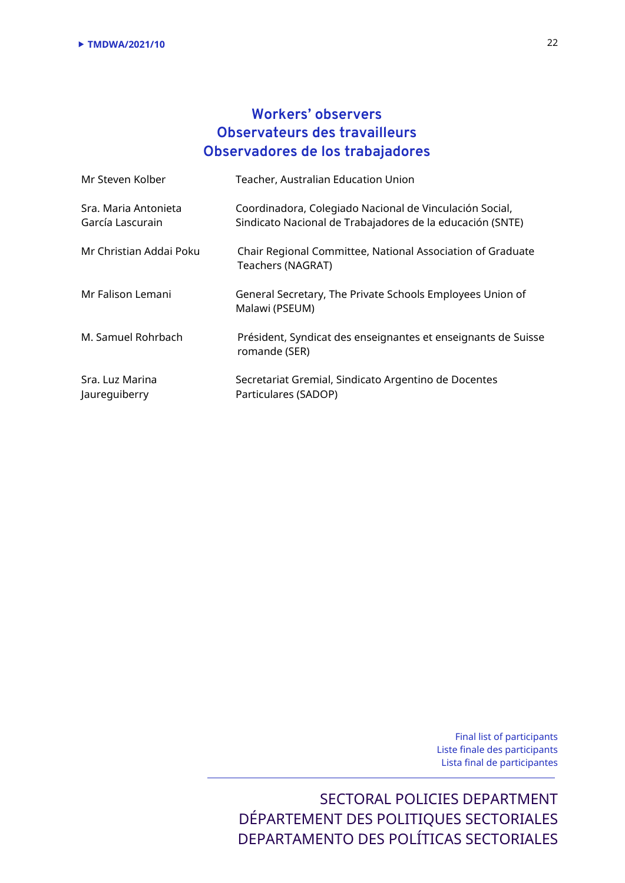## Workers' observers
## Observateurs des travailleurs
## Observadores de los trabajadores

| | |
|---|---|
| Mr Steven Kolber | Teacher, Australian Education Union |
| Sra. Maria Antonieta García Lascurain | Coordinadora, Colegiado Nacional de Vinculación Social, Sindicato Nacional de Trabajadores de la educación (SNTE) |
| Mr Christian Addai Poku | Chair Regional Committee, National Association of Graduate Teachers (NAGRAT) |
| Mr Falison Lemani | General Secretary, The Private Schools Employees Union of Malawi (PSEUM) |
| M. Samuel Rohrbach | Président, Syndicat des enseignantes et enseignants de Suisse romande (SER) |
| Sra. Luz Marina Jaureguiberry | Secretariat Gremial, Sindicato Argentino de Docentes Particulares (SADOP) |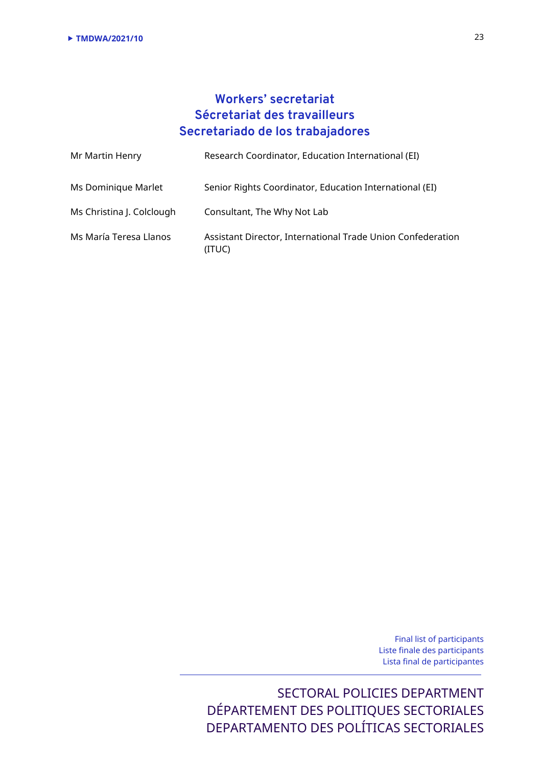## Workers' secretariat
## Sécretariat des travailleurs
## Secretariado de los trabajadores

| | |
|---|---|
| Mr Martin Henry | Research Coordinator, Education International (EI) |
| Ms Dominique Marlet | Senior Rights Coordinator, Education International (EI) |
| Ms Christina J. Colclough | Consultant, The Why Not Lab |
| Ms María Teresa Llanos | Assistant Director, International Trade Union Confederation (ITUC) |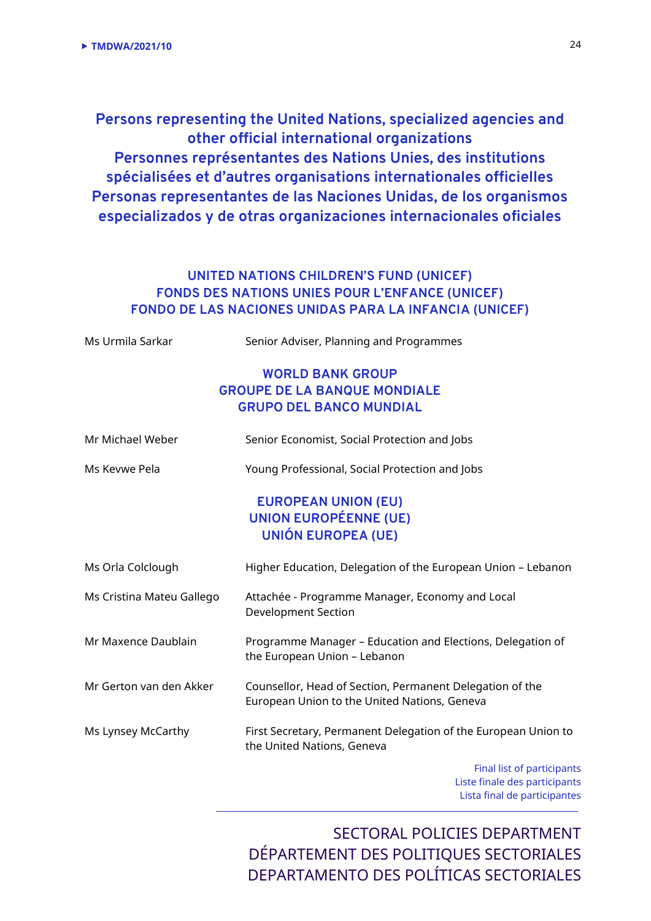## Persons representing the United Nations, specialized agencies and other official international organizations
## Personnes représentantes des Nations Unies, des institutions spécialisées et d'autres organisations internationales officielles
## Personas representantes de las Naciones Unidas, de los organismos especializados y de otras organizaciones internacionales oficiales

### UNITED NATIONS CHILDREN'S FUND (UNICEF)
### FONDS DES NATIONS UNIES POUR L'ENFANCE (UNICEF)
### FONDO DE LAS NACIONES UNIDAS PARA LA INFANCIA (UNICEF)

| | |
|---|---|
| Ms Urmila Sarkar | Senior Adviser, Planning and Programmes |

### WORLD BANK GROUP
### GROUPE DE LA BANQUE MONDIALE
### GRUPO DEL BANCO MUNDIAL

| | |
|---|---|
| Mr Michael Weber | Senior Economist, Social Protection and Jobs |
| Ms Kevwe Pela | Young Professional, Social Protection and Jobs |

### EUROPEAN UNION (EU)
### UNION EUROPÉENNE (UE)
### UNIÓN EUROPEA (UE)

| | |
|---|---|
| Ms Orla Colclough | Higher Education, Delegation of the European Union – Lebanon |
| Ms Cristina Mateu Gallego | Attachée - Programme Manager, Economy and Local Development Section |
| Mr Maxence Daublain | Programme Manager – Education and Elections, Delegation of the European Union – Lebanon |
| Mr Gerton van den Akker | Counsellor, Head of Section, Permanent Delegation of the European Union to the United Nations, Geneva |
| Ms Lynsey McCarthy | First Secretary, Permanent Delegation of the European Union to the United Nations, Geneva |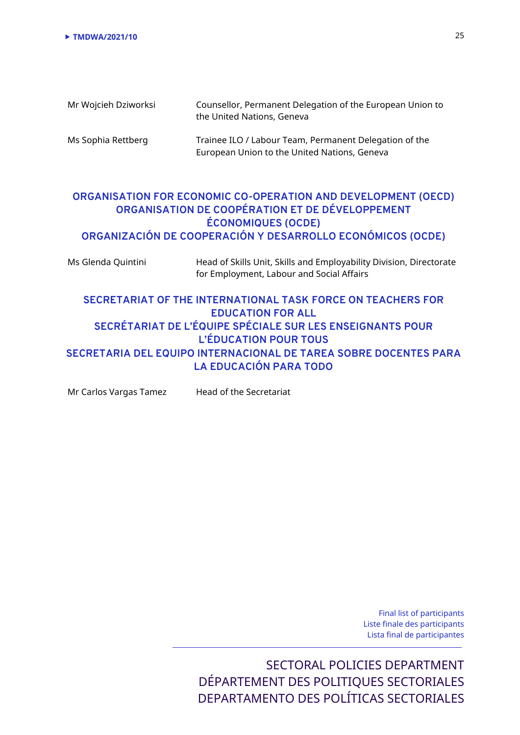| | |
|---|---|
| Mr Wojcieh Dziworksi | Counsellor, Permanent Delegation of the European Union to the United Nations, Geneva |
| Ms Sophia Rettberg | Trainee ILO / Labour Team, Permanent Delegation of the European Union to the United Nations, Geneva |

## ORGANISATION FOR ECONOMIC CO-OPERATION AND DEVELOPMENT (OECD)
## ORGANISATION DE COOPÉRATION ET DE DÉVELOPPEMENT ÉCONOMIQUES (OCDE)
## ORGANIZACIÓN DE COOPERACIÓN Y DESARROLLO ECONÓMICOS (OCDE)

| | |
|---|---|
| Ms Glenda Quintini | Head of Skills Unit, Skills and Employability Division, Directorate for Employment, Labour and Social Affairs |

## SECRETARIAT OF THE INTERNATIONAL TASK FORCE ON TEACHERS FOR EDUCATION FOR ALL
## SECRÉTARIAT DE L'ÉQUIPE SPÉCIALE SUR LES ENSEIGNANTS POUR L'ÉDUCATION POUR TOUS
## SECRETARIA DEL EQUIPO INTERNACIONAL DE TAREA SOBRE DOCENTES PARA LA EDUCACIÓN PARA TODO

| | |
|---|---|
| Mr Carlos Vargas Tamez | Head of the Secretariat |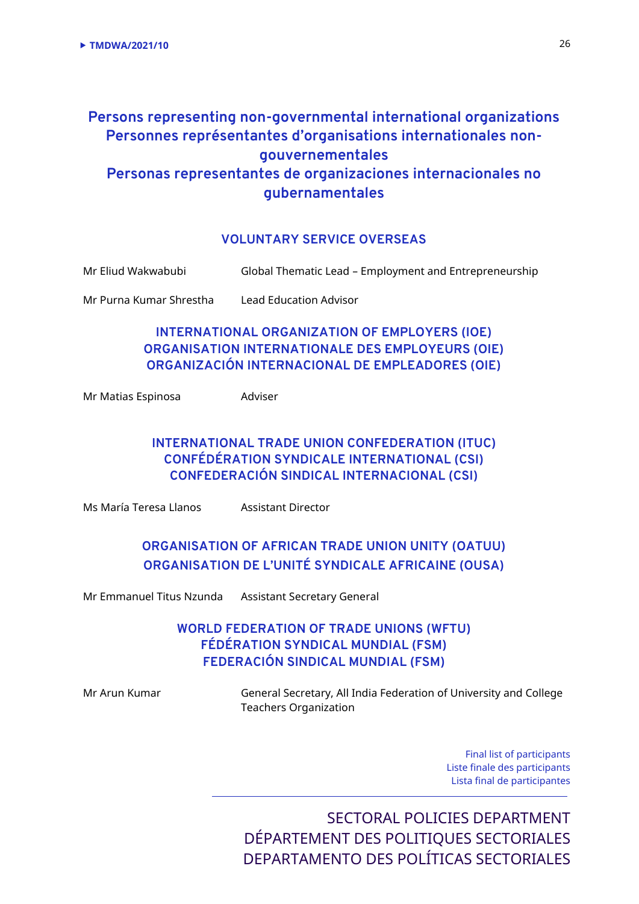## Persons representing non-governmental international organizations
## Personnes représentantes d'organisations internationales non-gouvernementales
## Personas representantes de organizaciones internacionales no gubernamentales

### VOLUNTARY SERVICE OVERSEAS

| | |
|---|---|
| Mr Eliud Wakwabubi | Global Thematic Lead – Employment and Entrepreneurship |
| Mr Purna Kumar Shrestha | Lead Education Advisor |

### INTERNATIONAL ORGANIZATION OF EMPLOYERS (IOE)
### ORGANISATION INTERNATIONALE DES EMPLOYEURS (OIE)
### ORGANIZACIÓN INTERNACIONAL DE EMPLEADORES (OIE)

| | |
|---|---|
| Mr Matias Espinosa | Adviser |

### INTERNATIONAL TRADE UNION CONFEDERATION (ITUC)
### CONFÉDÉRATION SYNDICALE INTERNATIONAL (CSI)
### CONFEDERACIÓN SINDICAL INTERNACIONAL (CSI)

| | |
|---|---|
| Ms María Teresa Llanos | Assistant Director |

### ORGANISATION OF AFRICAN TRADE UNION UNITY (OATUU)
### ORGANISATION DE L'UNITÉ SYNDICALE AFRICAINE (OUSA)

| | |
|---|---|
| Mr Emmanuel Titus Nzunda | Assistant Secretary General |

### WORLD FEDERATION OF TRADE UNIONS (WFTU)
### FÉDÉRATION SYNDICAL MUNDIAL (FSM)
### FEDERACIÓN SINDICAL MUNDIAL (FSM)

| | |
|---|---|
| Mr Arun Kumar | General Secretary, All India Federation of University and College Teachers Organization |

Final list of participants
Liste finale des participants
Lista final de participantes

SECTORAL POLICIES DEPARTMENT
DÉPARTEMENT DES POLITIQUES SECTORIALES
DEPARTAMENTO DES POLÍTICAS SECTORIALES